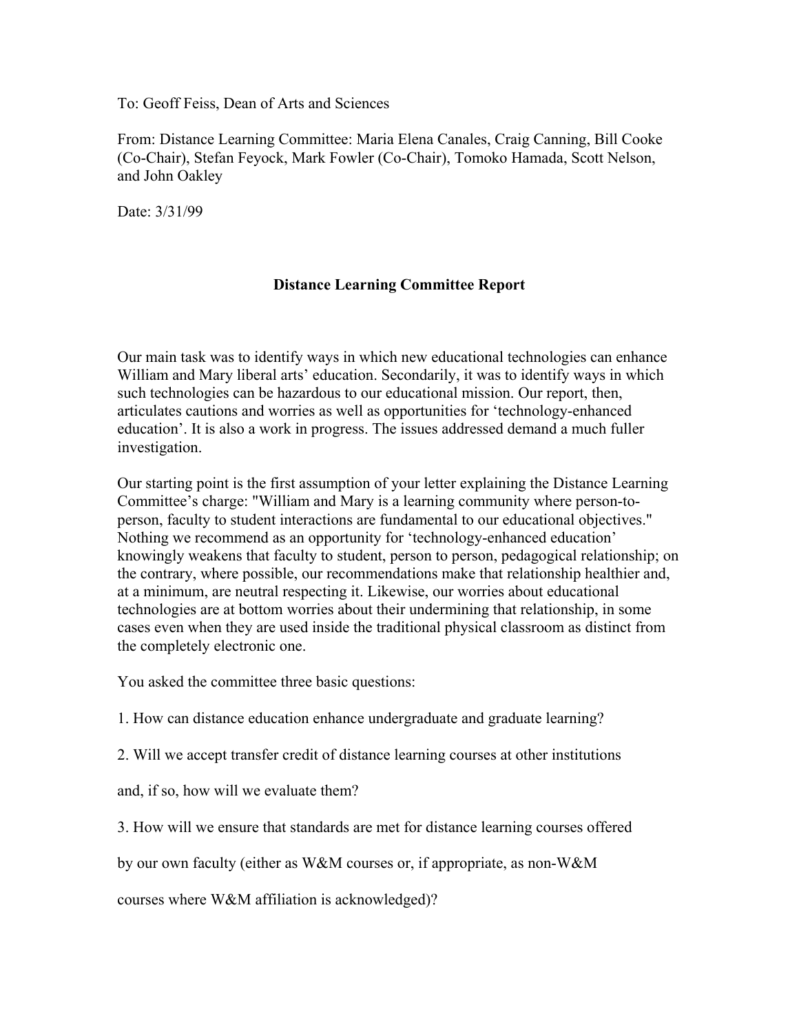To: Geoff Feiss, Dean of Arts and Sciences

From: Distance Learning Committee: Maria Elena Canales, Craig Canning, Bill Cooke (Co-Chair), Stefan Feyock, Mark Fowler (Co-Chair), Tomoko Hamada, Scott Nelson, and John Oakley

Date: 3/31/99

# Distance Learning Committee Report

Our main task was to identify ways in which new educational technologies can enhance William and Mary liberal arts' education. Secondarily, it was to identify ways in which such technologies can be hazardous to our educational mission. Our report, then, articulates cautions and worries as well as opportunities for 'technology-enhanced education'. It is also a work in progress. The issues addressed demand a much fuller investigation.

Our starting point is the first assumption of your letter explaining the Distance Learning Committee's charge: "William and Mary is a learning community where person-to-person, faculty to student interactions are fundamental to our educational objectives." Nothing we recommend as an opportunity for 'technology-enhanced education' knowingly weakens that faculty to student, person to person, pedagogical relationship; on the contrary, where possible, our recommendations make that relationship healthier and, at a minimum, are neutral respecting it. Likewise, our worries about educational technologies are at bottom worries about their undermining that relationship, in some cases even when they are used inside the traditional physical classroom as distinct from the completely electronic one.

You asked the committee three basic questions:

1. How can distance education enhance undergraduate and graduate learning?

2. Will we accept transfer credit of distance learning courses at other institutions and, if so, how will we evaluate them?

3. How will we ensure that standards are met for distance learning courses offered by our own faculty (either as W&M courses or, if appropriate, as non-W&M courses where W&M affiliation is acknowledged)?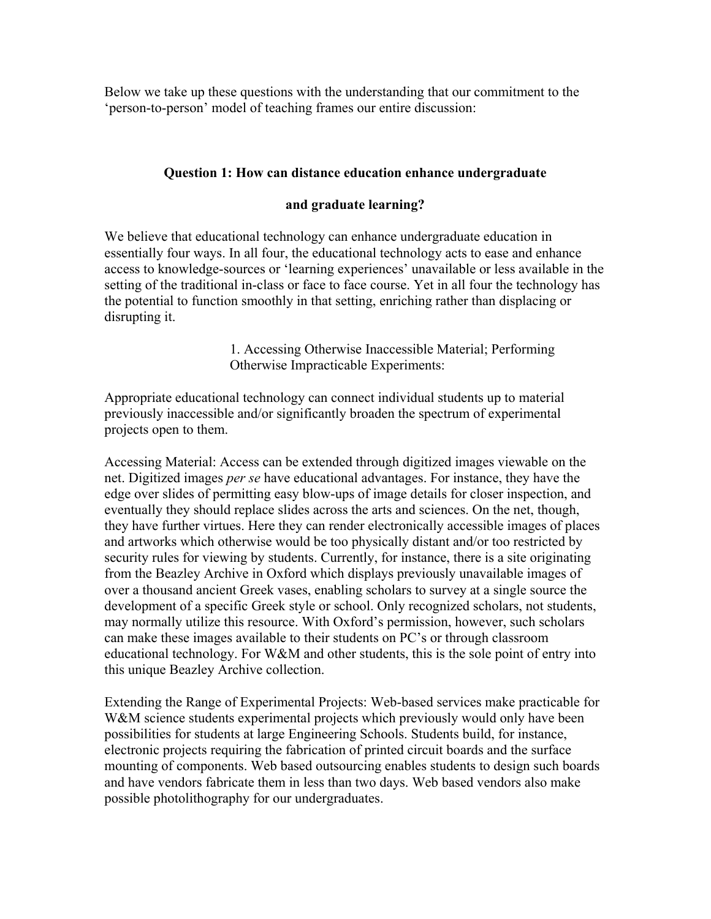Below we take up these questions with the understanding that our commitment to the 'person-to-person' model of teaching frames our entire discussion:

## Question 1: How can distance education enhance undergraduate and graduate learning?

We believe that educational technology can enhance undergraduate education in essentially four ways. In all four, the educational technology acts to ease and enhance access to knowledge-sources or 'learning experiences' unavailable or less available in the setting of the traditional in-class or face to face course. Yet in all four the technology has the potential to function smoothly in that setting, enriching rather than displacing or disrupting it.

### 1. Accessing Otherwise Inaccessible Material; Performing Otherwise Impracticable Experiments:

Appropriate educational technology can connect individual students up to material previously inaccessible and/or significantly broaden the spectrum of experimental projects open to them.

Accessing Material: Access can be extended through digitized images viewable on the net. Digitized images *per se* have educational advantages. For instance, they have the edge over slides of permitting easy blow-ups of image details for closer inspection, and eventually they should replace slides across the arts and sciences. On the net, though, they have further virtues. Here they can render electronically accessible images of places and artworks which otherwise would be too physically distant and/or too restricted by security rules for viewing by students. Currently, for instance, there is a site originating from the Beazley Archive in Oxford which displays previously unavailable images of over a thousand ancient Greek vases, enabling scholars to survey at a single source the development of a specific Greek style or school. Only recognized scholars, not students, may normally utilize this resource. With Oxford's permission, however, such scholars can make these images available to their students on PC's or through classroom educational technology. For W&M and other students, this is the sole point of entry into this unique Beazley Archive collection.

Extending the Range of Experimental Projects: Web-based services make practicable for W&M science students experimental projects which previously would only have been possibilities for students at large Engineering Schools. Students build, for instance, electronic projects requiring the fabrication of printed circuit boards and the surface mounting of components. Web based outsourcing enables students to design such boards and have vendors fabricate them in less than two days. Web based vendors also make possible photolithography for our undergraduates.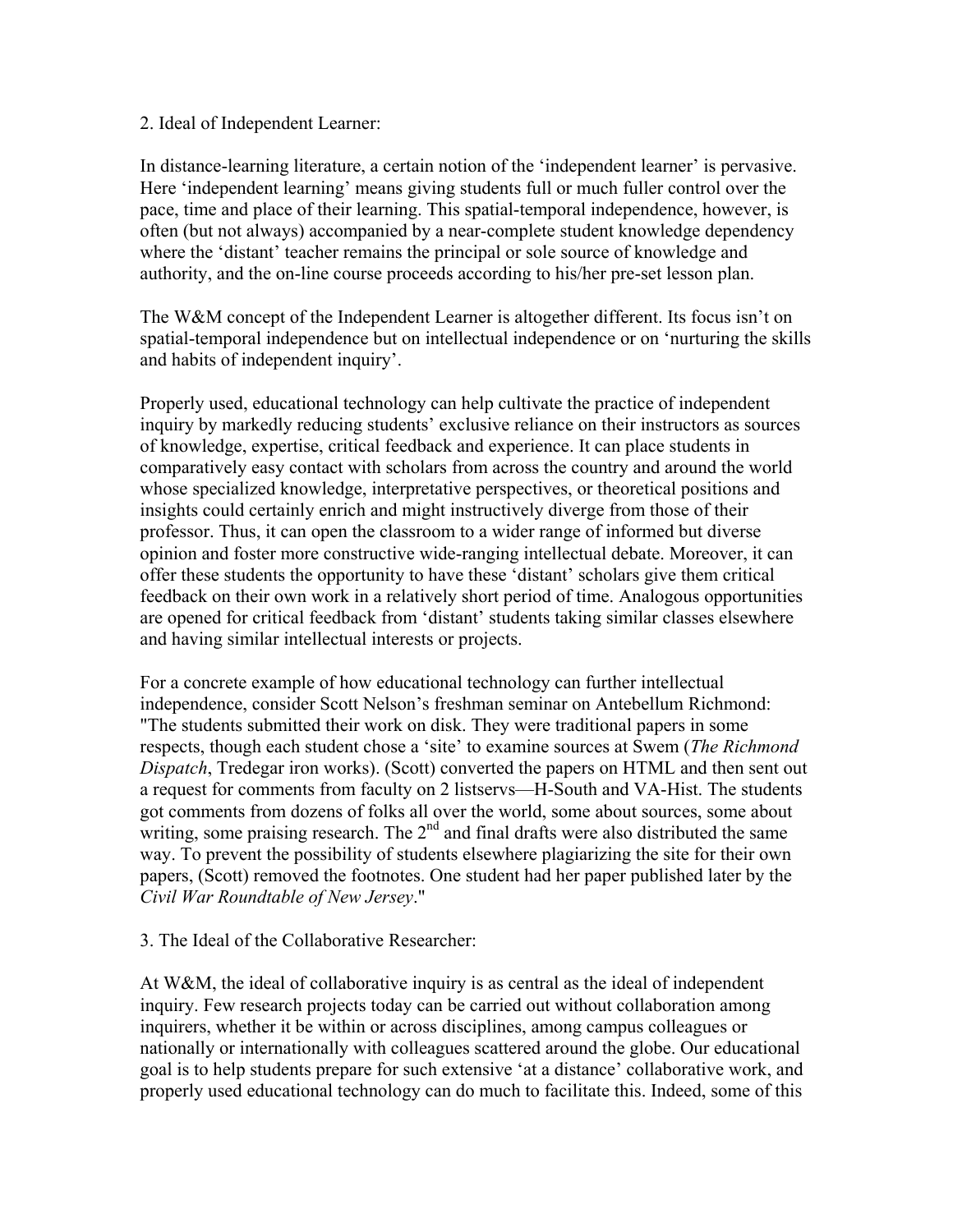2. Ideal of Independent Learner:

In distance-learning literature, a certain notion of the 'independent learner' is pervasive. Here 'independent learning' means giving students full or much fuller control over the pace, time and place of their learning. This spatial-temporal independence, however, is often (but not always) accompanied by a near-complete student knowledge dependency where the 'distant' teacher remains the principal or sole source of knowledge and authority, and the on-line course proceeds according to his/her pre-set lesson plan.

The W&M concept of the Independent Learner is altogether different. Its focus isn't on spatial-temporal independence but on intellectual independence or on 'nurturing the skills and habits of independent inquiry'.

Properly used, educational technology can help cultivate the practice of independent inquiry by markedly reducing students' exclusive reliance on their instructors as sources of knowledge, expertise, critical feedback and experience. It can place students in comparatively easy contact with scholars from across the country and around the world whose specialized knowledge, interpretative perspectives, or theoretical positions and insights could certainly enrich and might instructively diverge from those of their professor. Thus, it can open the classroom to a wider range of informed but diverse opinion and foster more constructive wide-ranging intellectual debate. Moreover, it can offer these students the opportunity to have these 'distant' scholars give them critical feedback on their own work in a relatively short period of time. Analogous opportunities are opened for critical feedback from 'distant' students taking similar classes elsewhere and having similar intellectual interests or projects.

For a concrete example of how educational technology can further intellectual independence, consider Scott Nelson's freshman seminar on Antebellum Richmond: "The students submitted their work on disk. They were traditional papers in some respects, though each student chose a 'site' to examine sources at Swem (*The Richmond Dispatch*, Tredegar iron works). (Scott) converted the papers on HTML and then sent out a request for comments from faculty on 2 listservs—H-South and VA-Hist. The students got comments from dozens of folks all over the world, some about sources, some about writing, some praising research. The 2nd and final drafts were also distributed the same way. To prevent the possibility of students elsewhere plagiarizing the site for their own papers, (Scott) removed the footnotes. One student had her paper published later by the *Civil War Roundtable of New Jersey*."

3. The Ideal of the Collaborative Researcher:

At W&M, the ideal of collaborative inquiry is as central as the ideal of independent inquiry. Few research projects today can be carried out without collaboration among inquirers, whether it be within or across disciplines, among campus colleagues or nationally or internationally with colleagues scattered around the globe. Our educational goal is to help students prepare for such extensive 'at a distance' collaborative work, and properly used educational technology can do much to facilitate this. Indeed, some of this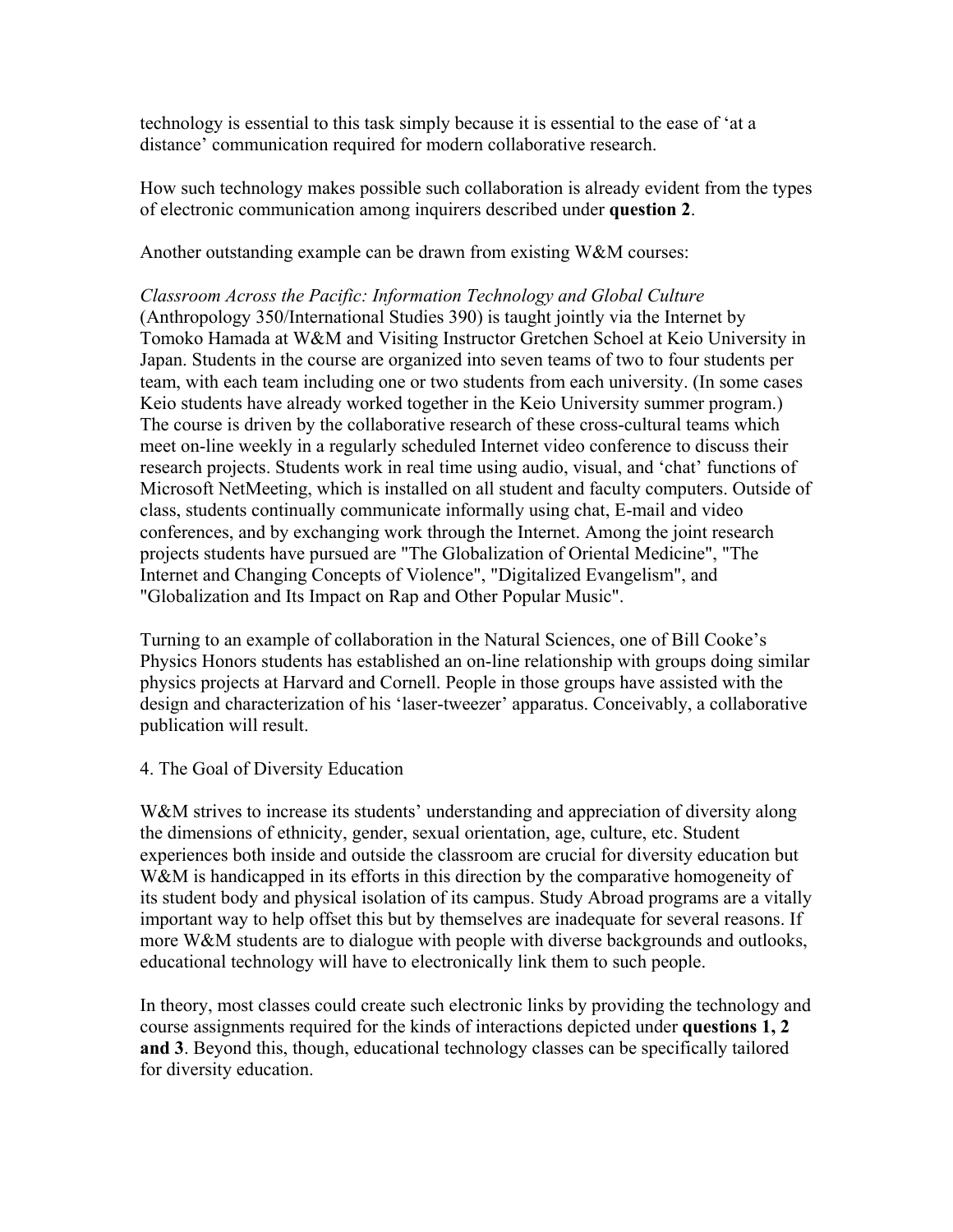technology is essential to this task simply because it is essential to the ease of 'at a distance' communication required for modern collaborative research.

How such technology makes possible such collaboration is already evident from the types of electronic communication among inquirers described under **question 2**.

Another outstanding example can be drawn from existing W&M courses:

*Classroom Across the Pacific: Information Technology and Global Culture* (Anthropology 350/International Studies 390) is taught jointly via the Internet by Tomoko Hamada at W&M and Visiting Instructor Gretchen Schoel at Keio University in Japan. Students in the course are organized into seven teams of two to four students per team, with each team including one or two students from each university. (In some cases Keio students have already worked together in the Keio University summer program.) The course is driven by the collaborative research of these cross-cultural teams which meet on-line weekly in a regularly scheduled Internet video conference to discuss their research projects. Students work in real time using audio, visual, and 'chat' functions of Microsoft NetMeeting, which is installed on all student and faculty computers. Outside of class, students continually communicate informally using chat, E-mail and video conferences, and by exchanging work through the Internet. Among the joint research projects students have pursued are "The Globalization of Oriental Medicine", "The Internet and Changing Concepts of Violence", "Digitalized Evangelism", and "Globalization and Its Impact on Rap and Other Popular Music".

Turning to an example of collaboration in the Natural Sciences, one of Bill Cooke's Physics Honors students has established an on-line relationship with groups doing similar physics projects at Harvard and Cornell. People in those groups have assisted with the design and characterization of his 'laser-tweezer' apparatus. Conceivably, a collaborative publication will result.

4. The Goal of Diversity Education

W&M strives to increase its students' understanding and appreciation of diversity along the dimensions of ethnicity, gender, sexual orientation, age, culture, etc. Student experiences both inside and outside the classroom are crucial for diversity education but W&M is handicapped in its efforts in this direction by the comparative homogeneity of its student body and physical isolation of its campus. Study Abroad programs are a vitally important way to help offset this but by themselves are inadequate for several reasons. If more W&M students are to dialogue with people with diverse backgrounds and outlooks, educational technology will have to electronically link them to such people.

In theory, most classes could create such electronic links by providing the technology and course assignments required for the kinds of interactions depicted under **questions 1, 2 and 3**. Beyond this, though, educational technology classes can be specifically tailored for diversity education.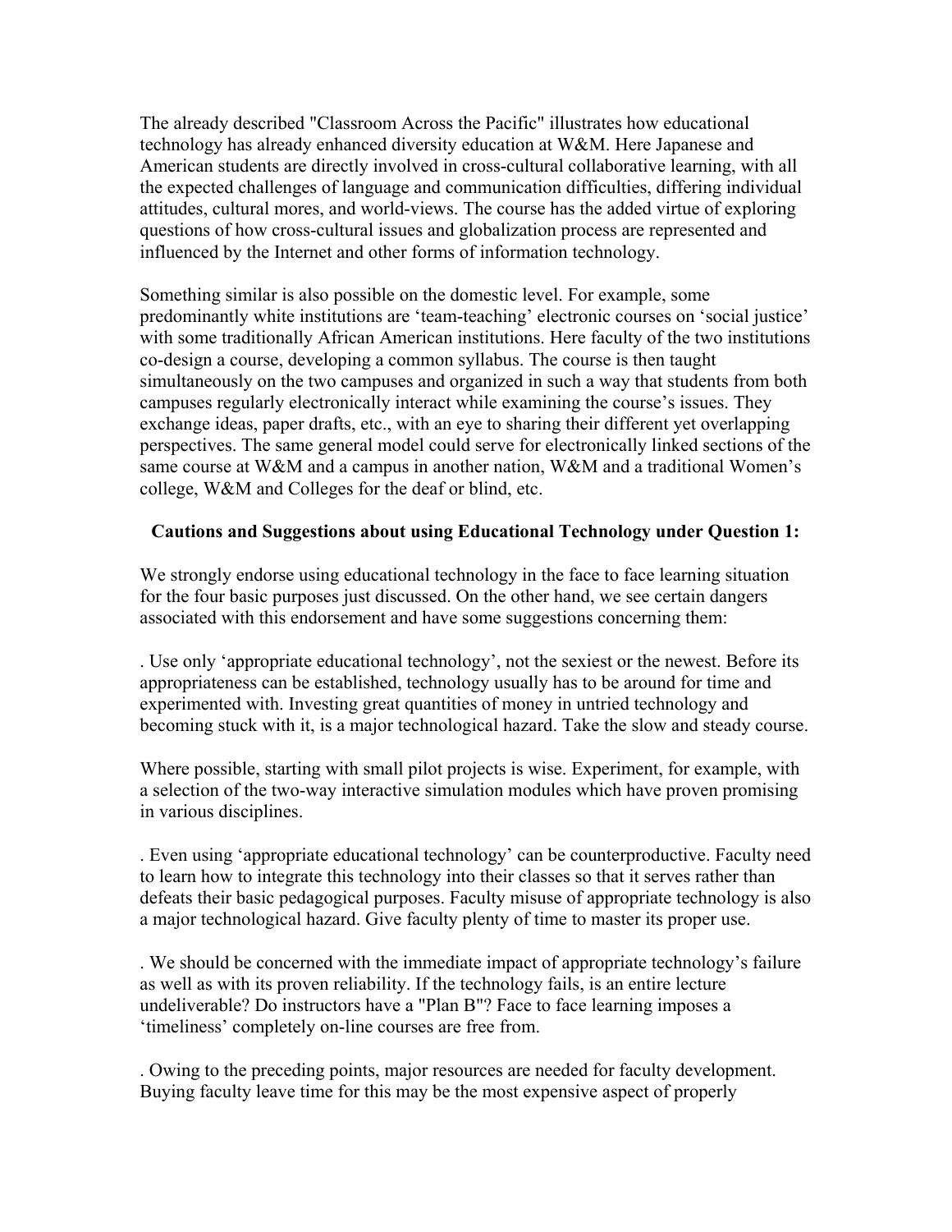The already described "Classroom Across the Pacific" illustrates how educational technology has already enhanced diversity education at W&M. Here Japanese and American students are directly involved in cross-cultural collaborative learning, with all the expected challenges of language and communication difficulties, differing individual attitudes, cultural mores, and world-views. The course has the added virtue of exploring questions of how cross-cultural issues and globalization process are represented and influenced by the Internet and other forms of information technology.

Something similar is also possible on the domestic level. For example, some predominantly white institutions are 'team-teaching' electronic courses on 'social justice' with some traditionally African American institutions. Here faculty of the two institutions co-design a course, developing a common syllabus. The course is then taught simultaneously on the two campuses and organized in such a way that students from both campuses regularly electronically interact while examining the course's issues. They exchange ideas, paper drafts, etc., with an eye to sharing their different yet overlapping perspectives. The same general model could serve for electronically linked sections of the same course at W&M and a campus in another nation, W&M and a traditional Women's college, W&M and Colleges for the deaf or blind, etc.

**Cautions and Suggestions about using Educational Technology under Question 1:**

We strongly endorse using educational technology in the face to face learning situation for the four basic purposes just discussed. On the other hand, we see certain dangers associated with this endorsement and have some suggestions concerning them:

. Use only 'appropriate educational technology', not the sexiest or the newest. Before its appropriateness can be established, technology usually has to be around for time and experimented with. Investing great quantities of money in untried technology and becoming stuck with it, is a major technological hazard. Take the slow and steady course.

Where possible, starting with small pilot projects is wise. Experiment, for example, with a selection of the two-way interactive simulation modules which have proven promising in various disciplines.

. Even using 'appropriate educational technology' can be counterproductive. Faculty need to learn how to integrate this technology into their classes so that it serves rather than defeats their basic pedagogical purposes. Faculty misuse of appropriate technology is also a major technological hazard. Give faculty plenty of time to master its proper use.

. We should be concerned with the immediate impact of appropriate technology's failure as well as with its proven reliability. If the technology fails, is an entire lecture undeliverable? Do instructors have a "Plan B"? Face to face learning imposes a 'timeliness' completely on-line courses are free from.

. Owing to the preceding points, major resources are needed for faculty development. Buying faculty leave time for this may be the most expensive aspect of properly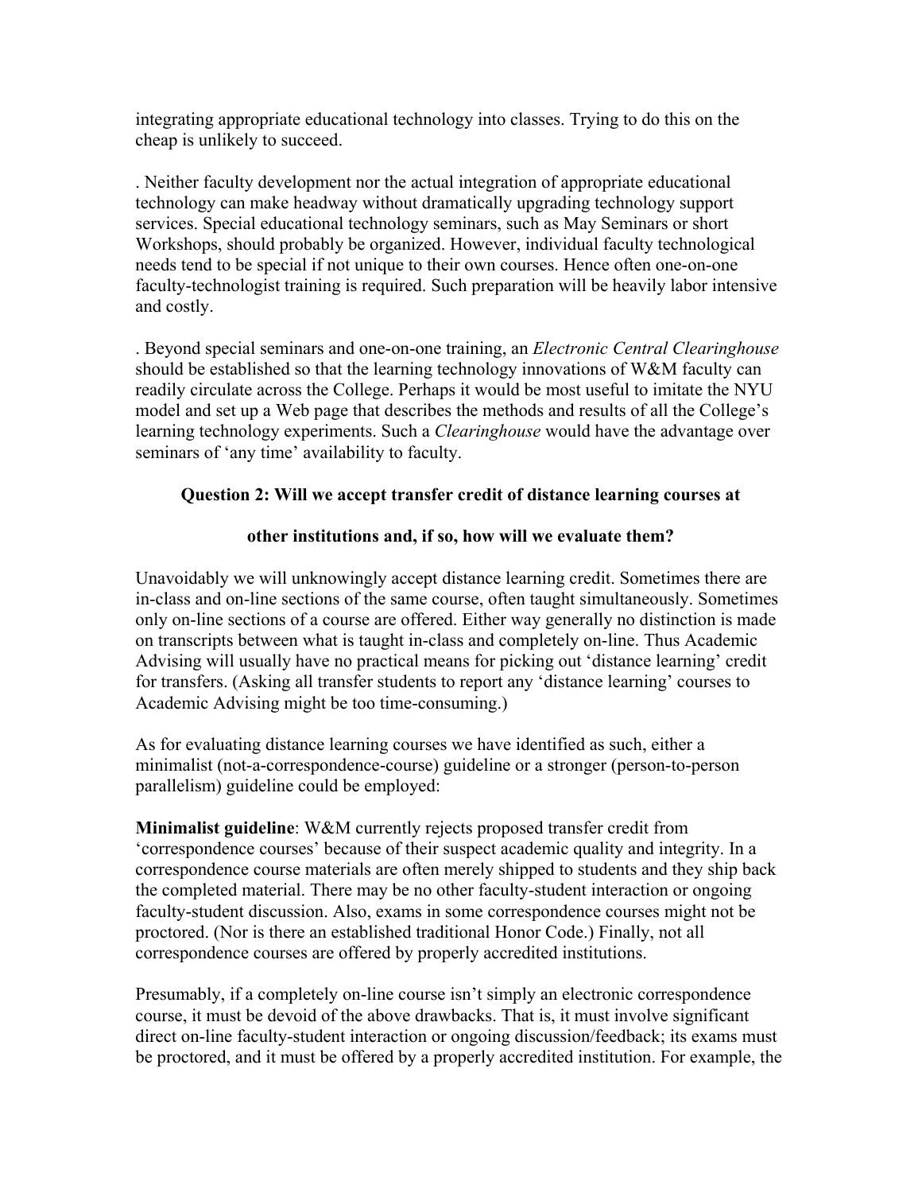integrating appropriate educational technology into classes. Trying to do this on the cheap is unlikely to succeed.

. Neither faculty development nor the actual integration of appropriate educational technology can make headway without dramatically upgrading technology support services. Special educational technology seminars, such as May Seminars or short Workshops, should probably be organized. However, individual faculty technological needs tend to be special if not unique to their own courses. Hence often one-on-one faculty-technologist training is required. Such preparation will be heavily labor intensive and costly.

. Beyond special seminars and one-on-one training, an *Electronic Central Clearinghouse* should be established so that the learning technology innovations of W&M faculty can readily circulate across the College. Perhaps it would be most useful to imitate the NYU model and set up a Web page that describes the methods and results of all the College's learning technology experiments. Such a *Clearinghouse* would have the advantage over seminars of 'any time' availability to faculty.

### Question 2: Will we accept transfer credit of distance learning courses at other institutions and, if so, how will we evaluate them?

Unavoidably we will unknowingly accept distance learning credit. Sometimes there are in-class and on-line sections of the same course, often taught simultaneously. Sometimes only on-line sections of a course are offered. Either way generally no distinction is made on transcripts between what is taught in-class and completely on-line. Thus Academic Advising will usually have no practical means for picking out 'distance learning' credit for transfers. (Asking all transfer students to report any 'distance learning' courses to Academic Advising might be too time-consuming.)

As for evaluating distance learning courses we have identified as such, either a minimalist (not-a-correspondence-course) guideline or a stronger (person-to-person parallelism) guideline could be employed:

**Minimalist guideline**: W&M currently rejects proposed transfer credit from 'correspondence courses' because of their suspect academic quality and integrity. In a correspondence course materials are often merely shipped to students and they ship back the completed material. There may be no other faculty-student interaction or ongoing faculty-student discussion. Also, exams in some correspondence courses might not be proctored. (Nor is there an established traditional Honor Code.) Finally, not all correspondence courses are offered by properly accredited institutions.

Presumably, if a completely on-line course isn't simply an electronic correspondence course, it must be devoid of the above drawbacks. That is, it must involve significant direct on-line faculty-student interaction or ongoing discussion/feedback; its exams must be proctored, and it must be offered by a properly accredited institution. For example, the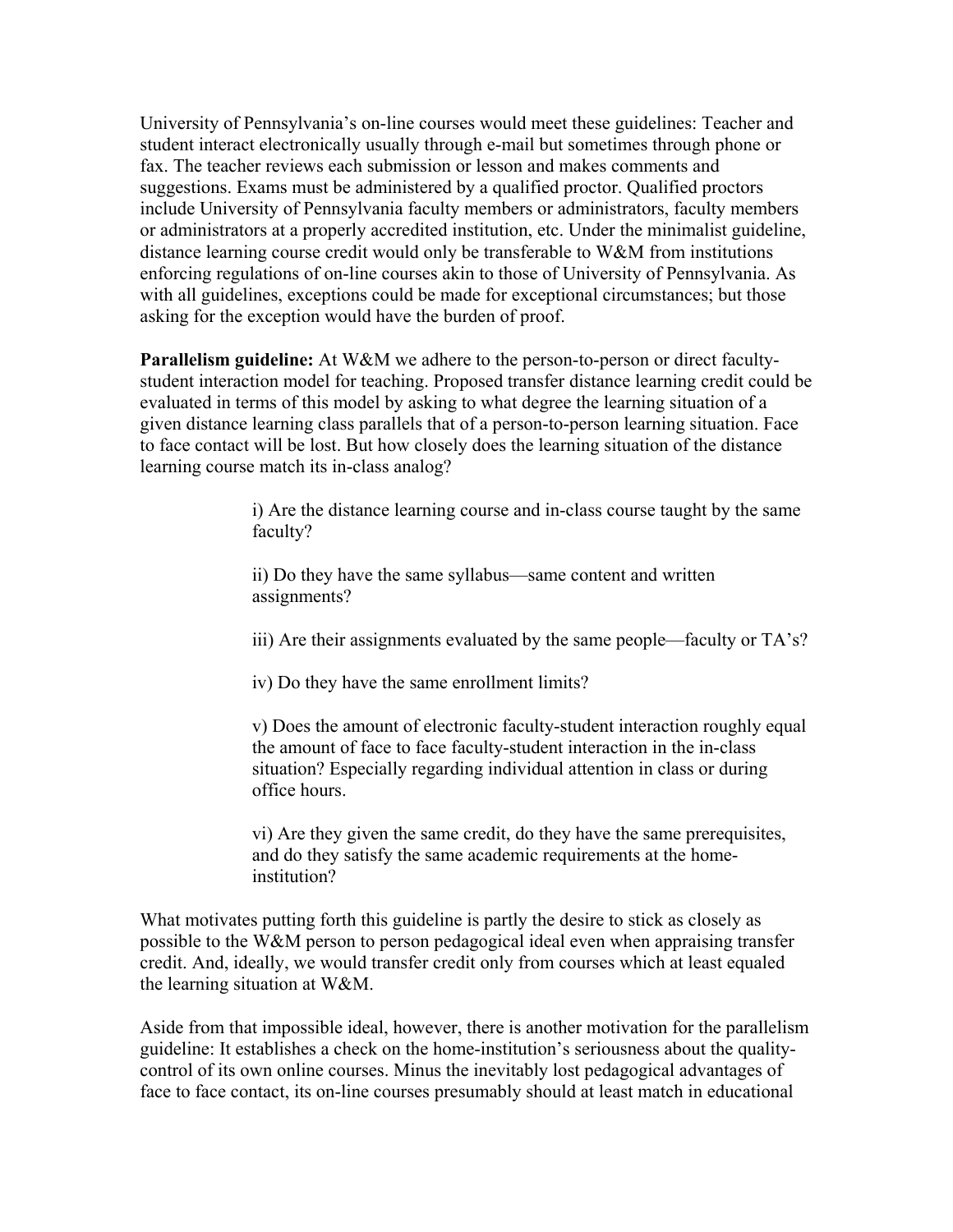University of Pennsylvania's on-line courses would meet these guidelines: Teacher and student interact electronically usually through e-mail but sometimes through phone or fax. The teacher reviews each submission or lesson and makes comments and suggestions. Exams must be administered by a qualified proctor. Qualified proctors include University of Pennsylvania faculty members or administrators, faculty members or administrators at a properly accredited institution, etc. Under the minimalist guideline, distance learning course credit would only be transferable to W&M from institutions enforcing regulations of on-line courses akin to those of University of Pennsylvania. As with all guidelines, exceptions could be made for exceptional circumstances; but those asking for the exception would have the burden of proof.

**Parallelism guideline:** At W&M we adhere to the person-to-person or direct faculty-student interaction model for teaching. Proposed transfer distance learning credit could be evaluated in terms of this model by asking to what degree the learning situation of a given distance learning class parallels that of a person-to-person learning situation. Face to face contact will be lost. But how closely does the learning situation of the distance learning course match its in-class analog?

> i) Are the distance learning course and in-class course taught by the same faculty?
>
> ii) Do they have the same syllabus—same content and written assignments?
>
> iii) Are their assignments evaluated by the same people—faculty or TA's?
>
> iv) Do they have the same enrollment limits?
>
> v) Does the amount of electronic faculty-student interaction roughly equal the amount of face to face faculty-student interaction in the in-class situation? Especially regarding individual attention in class or during office hours.
>
> vi) Are they given the same credit, do they have the same prerequisites, and do they satisfy the same academic requirements at the home-institution?

What motivates putting forth this guideline is partly the desire to stick as closely as possible to the W&M person to person pedagogical ideal even when appraising transfer credit. And, ideally, we would transfer credit only from courses which at least equaled the learning situation at W&M.

Aside from that impossible ideal, however, there is another motivation for the parallelism guideline: It establishes a check on the home-institution's seriousness about the quality-control of its own online courses. Minus the inevitably lost pedagogical advantages of face to face contact, its on-line courses presumably should at least match in educational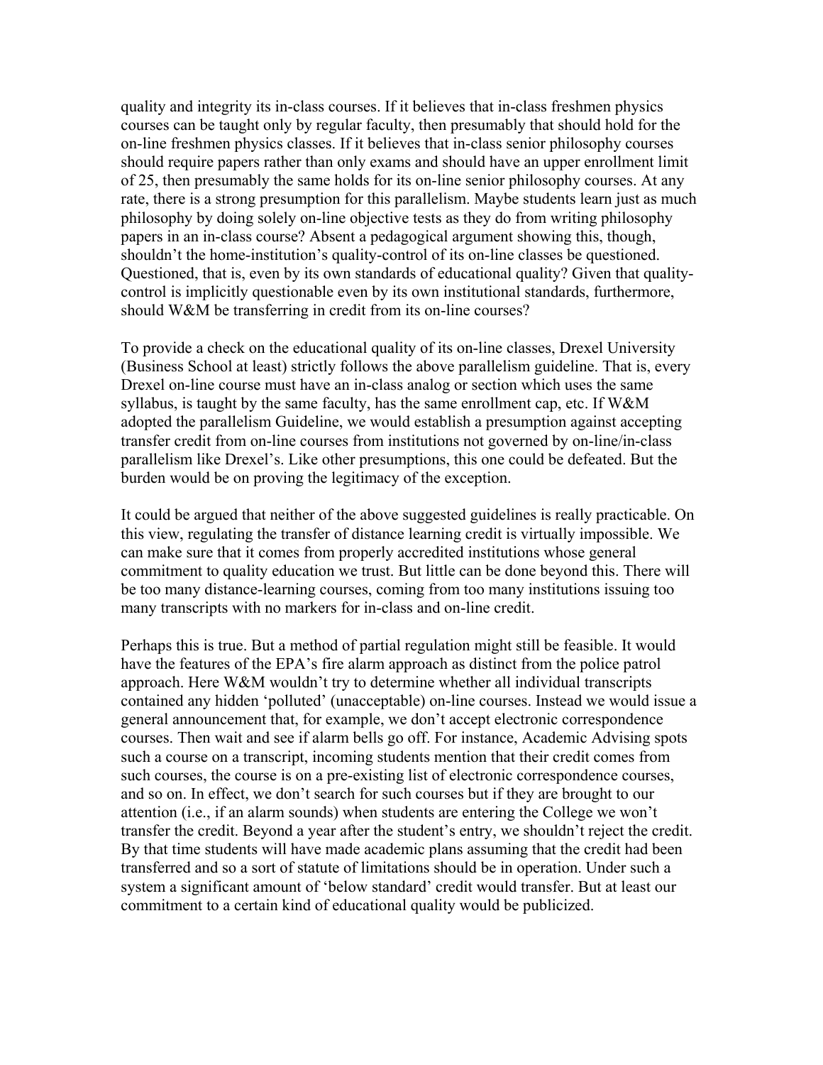quality and integrity its in-class courses. If it believes that in-class freshmen physics courses can be taught only by regular faculty, then presumably that should hold for the on-line freshmen physics classes. If it believes that in-class senior philosophy courses should require papers rather than only exams and should have an upper enrollment limit of 25, then presumably the same holds for its on-line senior philosophy courses. At any rate, there is a strong presumption for this parallelism. Maybe students learn just as much philosophy by doing solely on-line objective tests as they do from writing philosophy papers in an in-class course? Absent a pedagogical argument showing this, though, shouldn't the home-institution's quality-control of its on-line classes be questioned. Questioned, that is, even by its own standards of educational quality? Given that quality-control is implicitly questionable even by its own institutional standards, furthermore, should W&M be transferring in credit from its on-line courses?

To provide a check on the educational quality of its on-line classes, Drexel University (Business School at least) strictly follows the above parallelism guideline. That is, every Drexel on-line course must have an in-class analog or section which uses the same syllabus, is taught by the same faculty, has the same enrollment cap, etc. If W&M adopted the parallelism Guideline, we would establish a presumption against accepting transfer credit from on-line courses from institutions not governed by on-line/in-class parallelism like Drexel's. Like other presumptions, this one could be defeated. But the burden would be on proving the legitimacy of the exception.

It could be argued that neither of the above suggested guidelines is really practicable. On this view, regulating the transfer of distance learning credit is virtually impossible. We can make sure that it comes from properly accredited institutions whose general commitment to quality education we trust. But little can be done beyond this. There will be too many distance-learning courses, coming from too many institutions issuing too many transcripts with no markers for in-class and on-line credit.

Perhaps this is true. But a method of partial regulation might still be feasible. It would have the features of the EPA's fire alarm approach as distinct from the police patrol approach. Here W&M wouldn't try to determine whether all individual transcripts contained any hidden 'polluted' (unacceptable) on-line courses. Instead we would issue a general announcement that, for example, we don't accept electronic correspondence courses. Then wait and see if alarm bells go off. For instance, Academic Advising spots such a course on a transcript, incoming students mention that their credit comes from such courses, the course is on a pre-existing list of electronic correspondence courses, and so on. In effect, we don't search for such courses but if they are brought to our attention (i.e., if an alarm sounds) when students are entering the College we won't transfer the credit. Beyond a year after the student's entry, we shouldn't reject the credit. By that time students will have made academic plans assuming that the credit had been transferred and so a sort of statute of limitations should be in operation. Under such a system a significant amount of 'below standard' credit would transfer. But at least our commitment to a certain kind of educational quality would be publicized.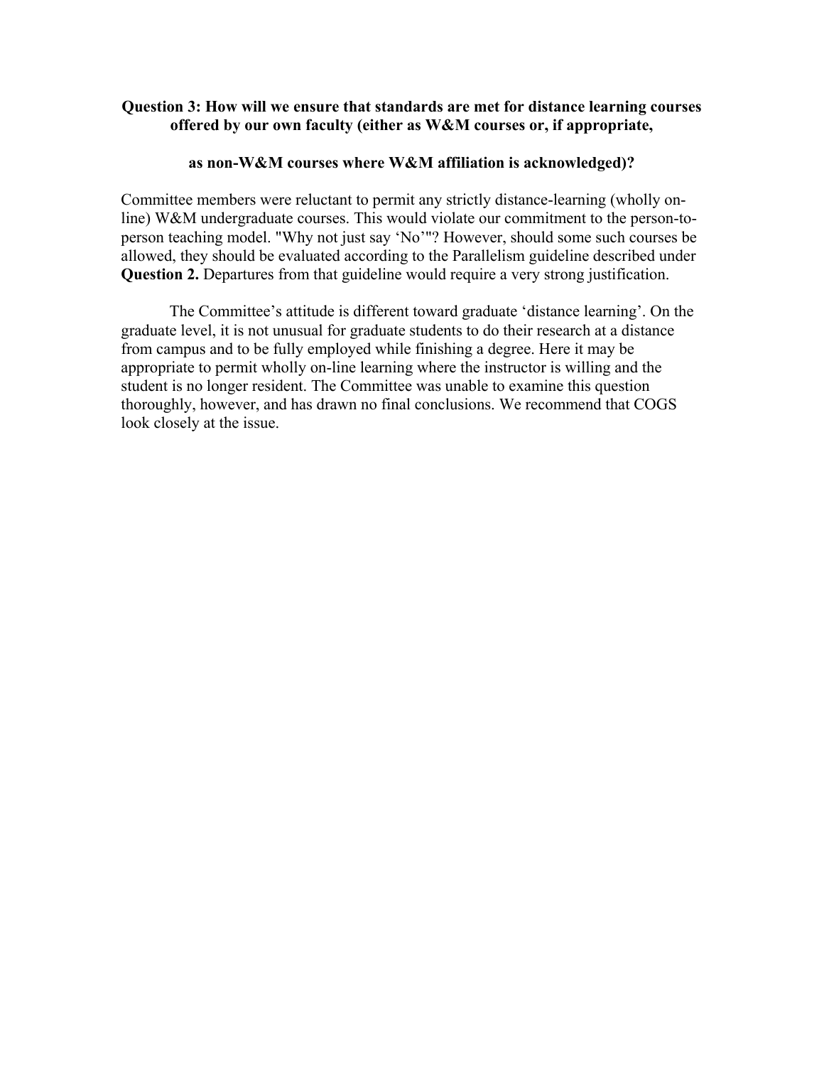**Question 3: How will we ensure that standards are met for distance learning courses offered by our own faculty (either as W&M courses or, if appropriate,**

**as non-W&M courses where W&M affiliation is acknowledged)?**

Committee members were reluctant to permit any strictly distance-learning (wholly on-line) W&M undergraduate courses. This would violate our commitment to the person-to-person teaching model. "Why not just say 'No'"? However, should some such courses be allowed, they should be evaluated according to the Parallelism guideline described under **Question 2.** Departures from that guideline would require a very strong justification.

The Committee's attitude is different toward graduate 'distance learning'. On the graduate level, it is not unusual for graduate students to do their research at a distance from campus and to be fully employed while finishing a degree. Here it may be appropriate to permit wholly on-line learning where the instructor is willing and the student is no longer resident. The Committee was unable to examine this question thoroughly, however, and has drawn no final conclusions. We recommend that COGS look closely at the issue.